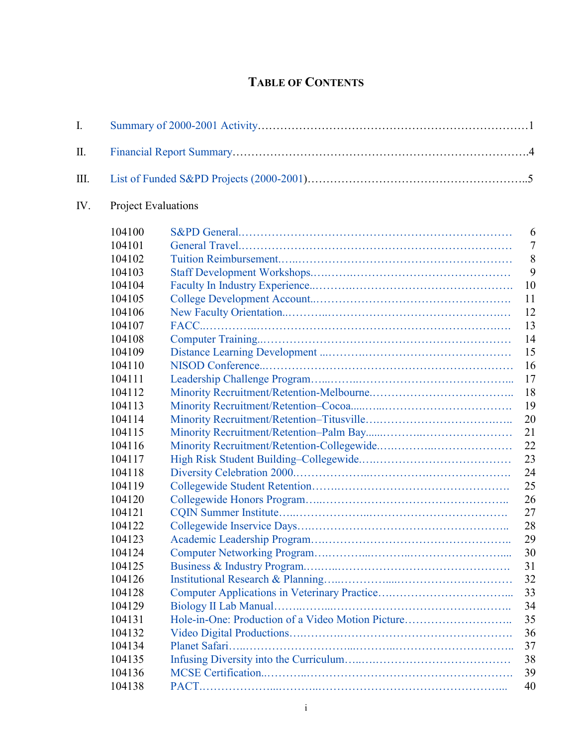# TABLE OF CONTENTS

I. Summary of 2000-2001 Activity……………………………………………………………1

II. Financial Report Summary…………………………………………………………………4

III. List of Funded S&PD Projects (2000-2001)…………………………………………………5

IV. Project Evaluations

| | | |
|---|---|---|
| 104100 | S&PD General | 6 |
| 104101 | General Travel | 7 |
| 104102 | Tuition Reimbursement | 8 |
| 104103 | Staff Development Workshops | 9 |
| 104104 | Faculty In Industry Experience | 10 |
| 104105 | College Development Account | 11 |
| 104106 | New Faculty Orientation | 12 |
| 104107 | FACC | 13 |
| 104108 | Computer Training | 14 |
| 104109 | Distance Learning Development | 15 |
| 104110 | NISOD Conference | 16 |
| 104111 | Leadership Challenge Program | 17 |
| 104112 | Minority Recruitment/Retention-Melbourne | 18 |
| 104113 | Minority Recruitment/Retention–Cocoa | 19 |
| 104114 | Minority Recruitment/Retention–Titusville | 20 |
| 104115 | Minority Recruitment/Retention–Palm Bay | 21 |
| 104116 | Minority Recruitment/Retention-Collegewide | 22 |
| 104117 | High Risk Student Building–Collegewide | 23 |
| 104118 | Diversity Celebration 2000 | 24 |
| 104119 | Collegewide Student Retention | 25 |
| 104120 | Collegewide Honors Program | 26 |
| 104121 | CQIN Summer Institute | 27 |
| 104122 | Collegewide Inservice Days | 28 |
| 104123 | Academic Leadership Program | 29 |
| 104124 | Computer Networking Program | 30 |
| 104125 | Business & Industry Program | 31 |
| 104126 | Institutional Research & Planning | 32 |
| 104128 | Computer Applications in Veterinary Practice | 33 |
| 104129 | Biology II Lab Manual | 34 |
| 104131 | Hole-in-One: Production of a Video Motion Picture | 35 |
| 104132 | Video Digital Productions | 36 |
| 104134 | Planet Safari | 37 |
| 104135 | Infusing Diversity into the Curriculum | 38 |
| 104136 | MCSE Certification | 39 |
| 104138 | PACT | 40 |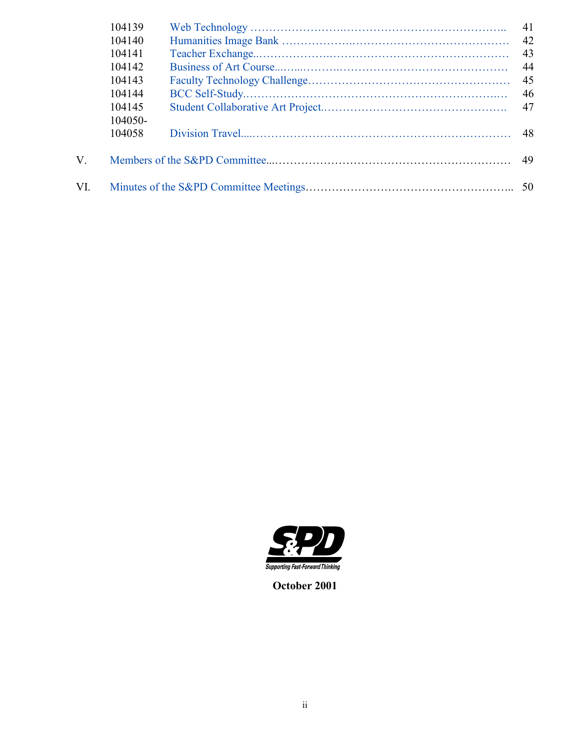| | | | |
|---|---|---|---|
| | 104139 | Web Technology | 41 |
| | 104140 | Humanities Image Bank | 42 |
| | 104141 | Teacher Exchange | 43 |
| | 104142 | Business of Art Course | 44 |
| | 104143 | Faculty Technology Challenge | 45 |
| | 104144 | BCC Self-Study | 46 |
| | 104145 | Student Collaborative Art Project | 47 |
| | 104050-104058 | Division Travel | 48 |
| V. | Members of the S&PD Committee | | 49 |
| VI. | Minutes of the S&PD Committee Meetings | | 50 |

S&PD

Supporting Fast-Forward Thinking

**October 2001**